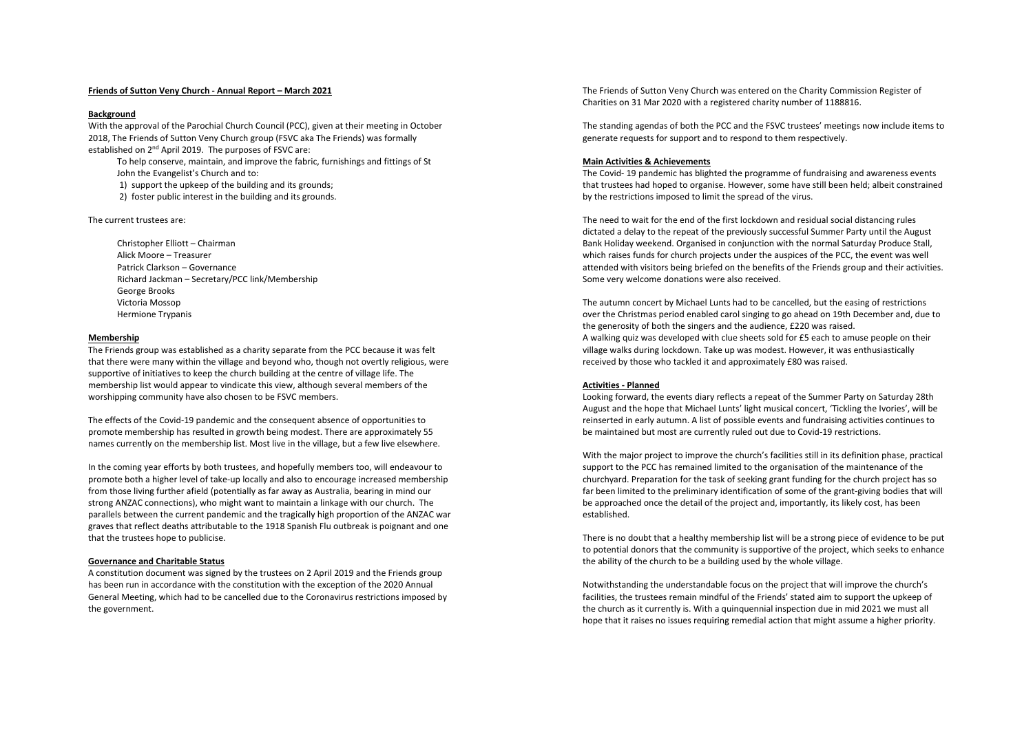**Friends of Sutton Veny Church - Annual Report – March 2021**

**Background**

With the approval of the Parochial Church Council (PCC), given at their meeting in October 2018, The Friends of Sutton Veny Church group (FSVC aka The Friends) was formally established on 2nd April 2019. The purposes of FSVC are:

To help conserve, maintain, and improve the fabric, furnishings and fittings of St John the Evangelist's Church and to:

1) support the upkeep of the building and its grounds;
2) foster public interest in the building and its grounds.

The current trustees are:

Christopher Elliott – Chairman
Alick Moore – Treasurer
Patrick Clarkson – Governance
Richard Jackman – Secretary/PCC link/Membership
George Brooks
Victoria Mossop
Hermione Trypanis

**Membership**

The Friends group was established as a charity separate from the PCC because it was felt that there were many within the village and beyond who, though not overtly religious, were supportive of initiatives to keep the church building at the centre of village life. The membership list would appear to vindicate this view, although several members of the worshipping community have also chosen to be FSVC members.

The effects of the Covid-19 pandemic and the consequent absence of opportunities to promote membership has resulted in growth being modest. There are approximately 55 names currently on the membership list. Most live in the village, but a few live elsewhere.

In the coming year efforts by both trustees, and hopefully members too, will endeavour to promote both a higher level of take-up locally and also to encourage increased membership from those living further afield (potentially as far away as Australia, bearing in mind our strong ANZAC connections), who might want to maintain a linkage with our church. The parallels between the current pandemic and the tragically high proportion of the ANZAC war graves that reflect deaths attributable to the 1918 Spanish Flu outbreak is poignant and one that the trustees hope to publicise.

**Governance and Charitable Status**

A constitution document was signed by the trustees on 2 April 2019 and the Friends group has been run in accordance with the constitution with the exception of the 2020 Annual General Meeting, which had to be cancelled due to the Coronavirus restrictions imposed by the government.

The Friends of Sutton Veny Church was entered on the Charity Commission Register of Charities on 31 Mar 2020 with a registered charity number of 1188816.

The standing agendas of both the PCC and the FSVC trustees' meetings now include items to generate requests for support and to respond to them respectively.

**Main Activities & Achievements**

The Covid- 19 pandemic has blighted the programme of fundraising and awareness events that trustees had hoped to organise. However, some have still been held; albeit constrained by the restrictions imposed to limit the spread of the virus.

The need to wait for the end of the first lockdown and residual social distancing rules dictated a delay to the repeat of the previously successful Summer Party until the August Bank Holiday weekend. Organised in conjunction with the normal Saturday Produce Stall, which raises funds for church projects under the auspices of the PCC, the event was well attended with visitors being briefed on the benefits of the Friends group and their activities. Some very welcome donations were also received.

The autumn concert by Michael Lunts had to be cancelled, but the easing of restrictions over the Christmas period enabled carol singing to go ahead on 19th December and, due to the generosity of both the singers and the audience, £220 was raised.
A walking quiz was developed with clue sheets sold for £5 each to amuse people on their village walks during lockdown. Take up was modest. However, it was enthusiastically received by those who tackled it and approximately £80 was raised.

**Activities - Planned**

Looking forward, the events diary reflects a repeat of the Summer Party on Saturday 28th August and the hope that Michael Lunts' light musical concert, 'Tickling the Ivories', will be reinserted in early autumn. A list of possible events and fundraising activities continues to be maintained but most are currently ruled out due to Covid-19 restrictions.

With the major project to improve the church's facilities still in its definition phase, practical support to the PCC has remained limited to the organisation of the maintenance of the churchyard. Preparation for the task of seeking grant funding for the church project has so far been limited to the preliminary identification of some of the grant-giving bodies that will be approached once the detail of the project and, importantly, its likely cost, has been established.

There is no doubt that a healthy membership list will be a strong piece of evidence to be put to potential donors that the community is supportive of the project, which seeks to enhance the ability of the church to be a building used by the whole village.

Notwithstanding the understandable focus on the project that will improve the church's facilities, the trustees remain mindful of the Friends' stated aim to support the upkeep of the church as it currently is. With a quinquennial inspection due in mid 2021 we must all hope that it raises no issues requiring remedial action that might assume a higher priority.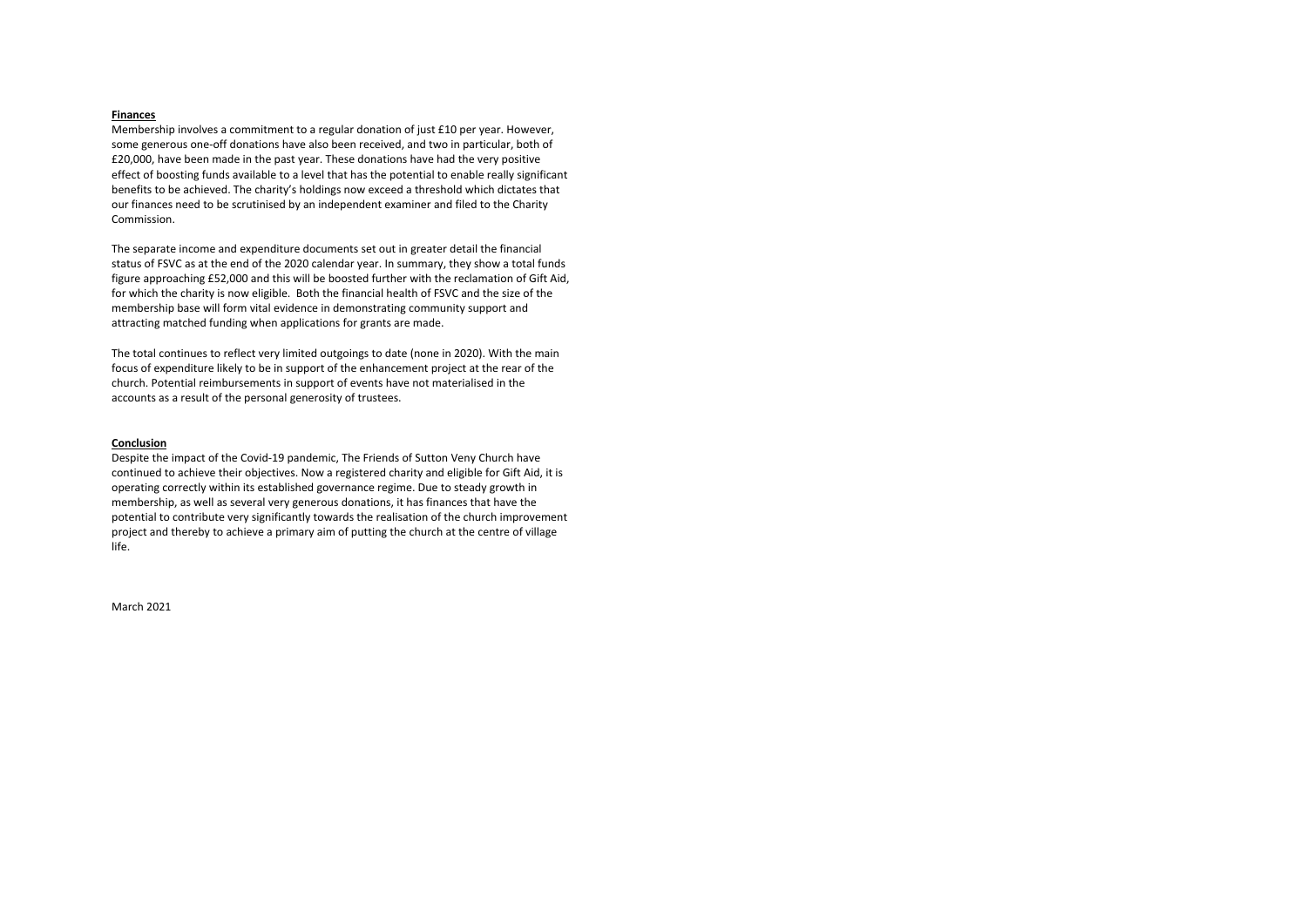**Finances**

Membership involves a commitment to a regular donation of just £10 per year. However, some generous one-off donations have also been received, and two in particular, both of £20,000, have been made in the past year. These donations have had the very positive effect of boosting funds available to a level that has the potential to enable really significant benefits to be achieved. The charity's holdings now exceed a threshold which dictates that our finances need to be scrutinised by an independent examiner and filed to the Charity Commission.

The separate income and expenditure documents set out in greater detail the financial status of FSVC as at the end of the 2020 calendar year. In summary, they show a total funds figure approaching £52,000 and this will be boosted further with the reclamation of Gift Aid, for which the charity is now eligible. Both the financial health of FSVC and the size of the membership base will form vital evidence in demonstrating community support and attracting matched funding when applications for grants are made.

The total continues to reflect very limited outgoings to date (none in 2020). With the main focus of expenditure likely to be in support of the enhancement project at the rear of the church. Potential reimbursements in support of events have not materialised in the accounts as a result of the personal generosity of trustees.

**Conclusion**

Despite the impact of the Covid-19 pandemic, The Friends of Sutton Veny Church have continued to achieve their objectives. Now a registered charity and eligible for Gift Aid, it is operating correctly within its established governance regime. Due to steady growth in membership, as well as several very generous donations, it has finances that have the potential to contribute very significantly towards the realisation of the church improvement project and thereby to achieve a primary aim of putting the church at the centre of village life.

March 2021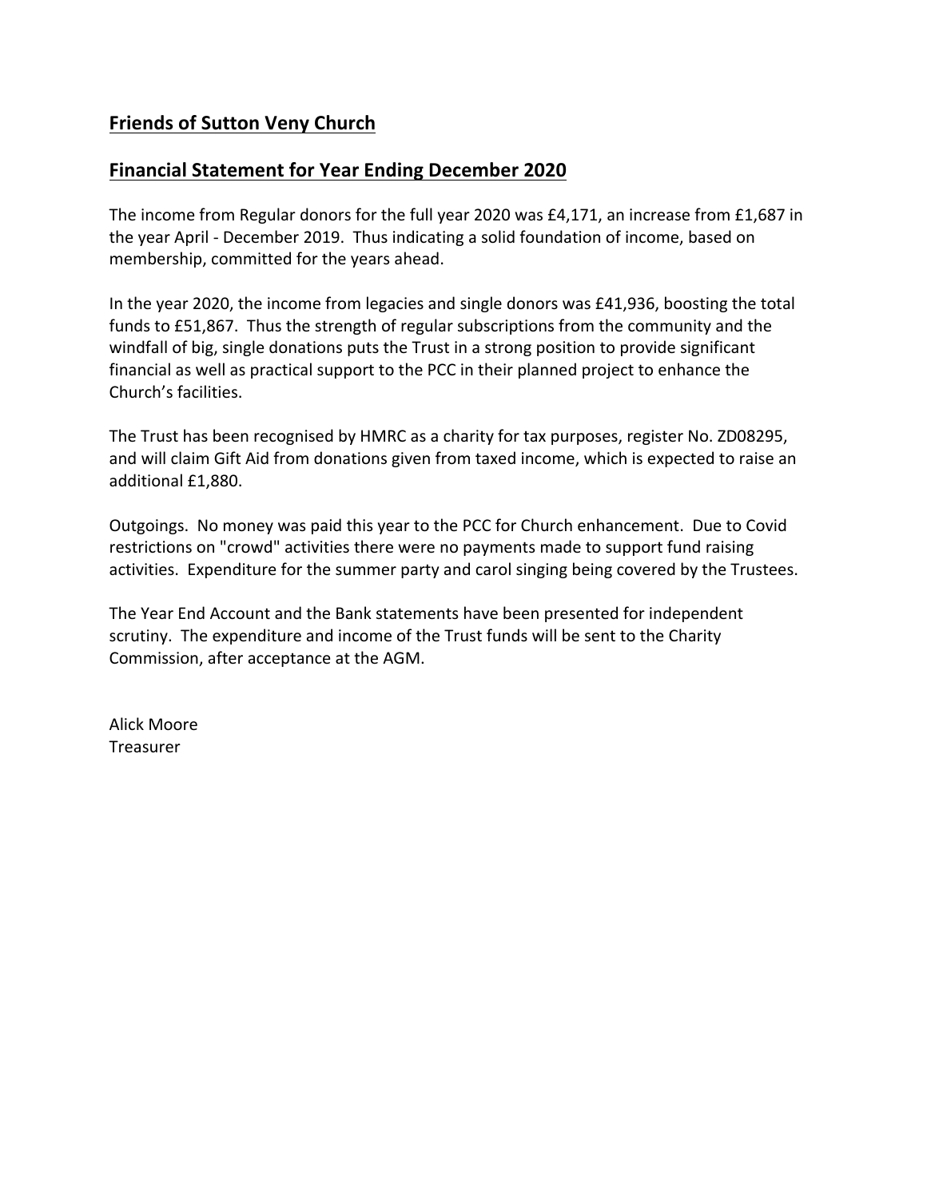## Friends of Sutton Veny Church

## Financial Statement for Year Ending December 2020

The income from Regular donors for the full year 2020 was £4,171, an increase from £1,687 in the year April - December 2019. Thus indicating a solid foundation of income, based on membership, committed for the years ahead.

In the year 2020, the income from legacies and single donors was £41,936, boosting the total funds to £51,867. Thus the strength of regular subscriptions from the community and the windfall of big, single donations puts the Trust in a strong position to provide significant financial as well as practical support to the PCC in their planned project to enhance the Church's facilities.

The Trust has been recognised by HMRC as a charity for tax purposes, register No. ZD08295, and will claim Gift Aid from donations given from taxed income, which is expected to raise an additional £1,880.

Outgoings. No money was paid this year to the PCC for Church enhancement. Due to Covid restrictions on "crowd" activities there were no payments made to support fund raising activities. Expenditure for the summer party and carol singing being covered by the Trustees.

The Year End Account and the Bank statements have been presented for independent scrutiny. The expenditure and income of the Trust funds will be sent to the Charity Commission, after acceptance at the AGM.

Alick Moore
Treasurer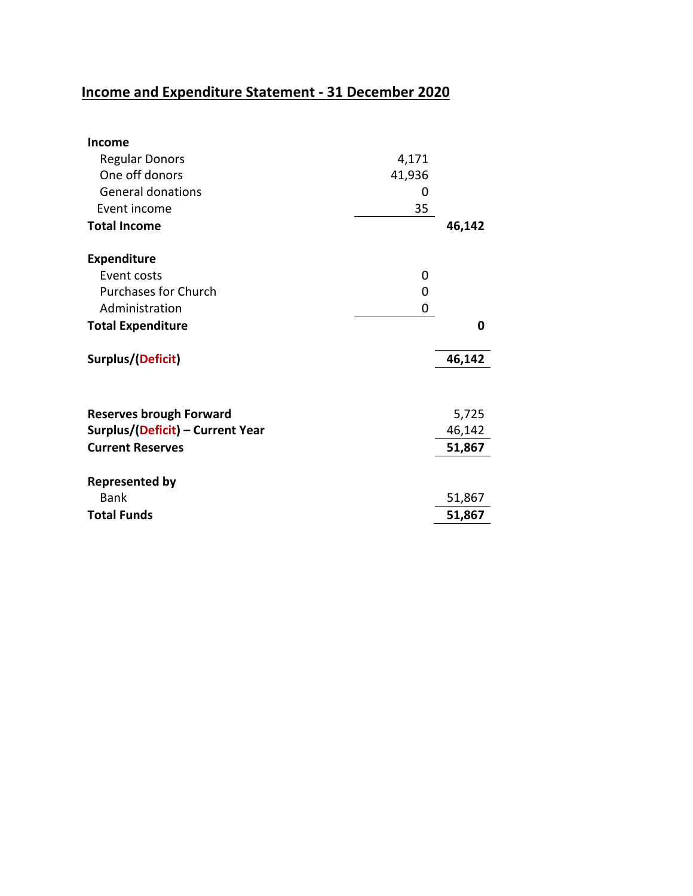# Income and Expenditure Statement - 31 December 2020

| | | |
|---|---|---|
| **Income** | | |
| Regular Donors | 4,171 | |
| One off donors | 41,936 | |
| General donations | 0 | |
| Event income | 35 | |
| **Total Income** | | **46,142** |
| | | |
| **Expenditure** | | |
| Event costs | 0 | |
| Purchases for Church | 0 | |
| Administration | 0 | |
| **Total Expenditure** | | **0** |
| | | |
| **Surplus/(Deficit)** | | **46,142** |
| | | |
| **Reserves brough Forward** | | 5,725 |
| **Surplus/(Deficit) – Current Year** | | 46,142 |
| **Current Reserves** | | **51,867** |
| | | |
| **Represented by** | | |
| Bank | | 51,867 |
| **Total Funds** | | **51,867** |